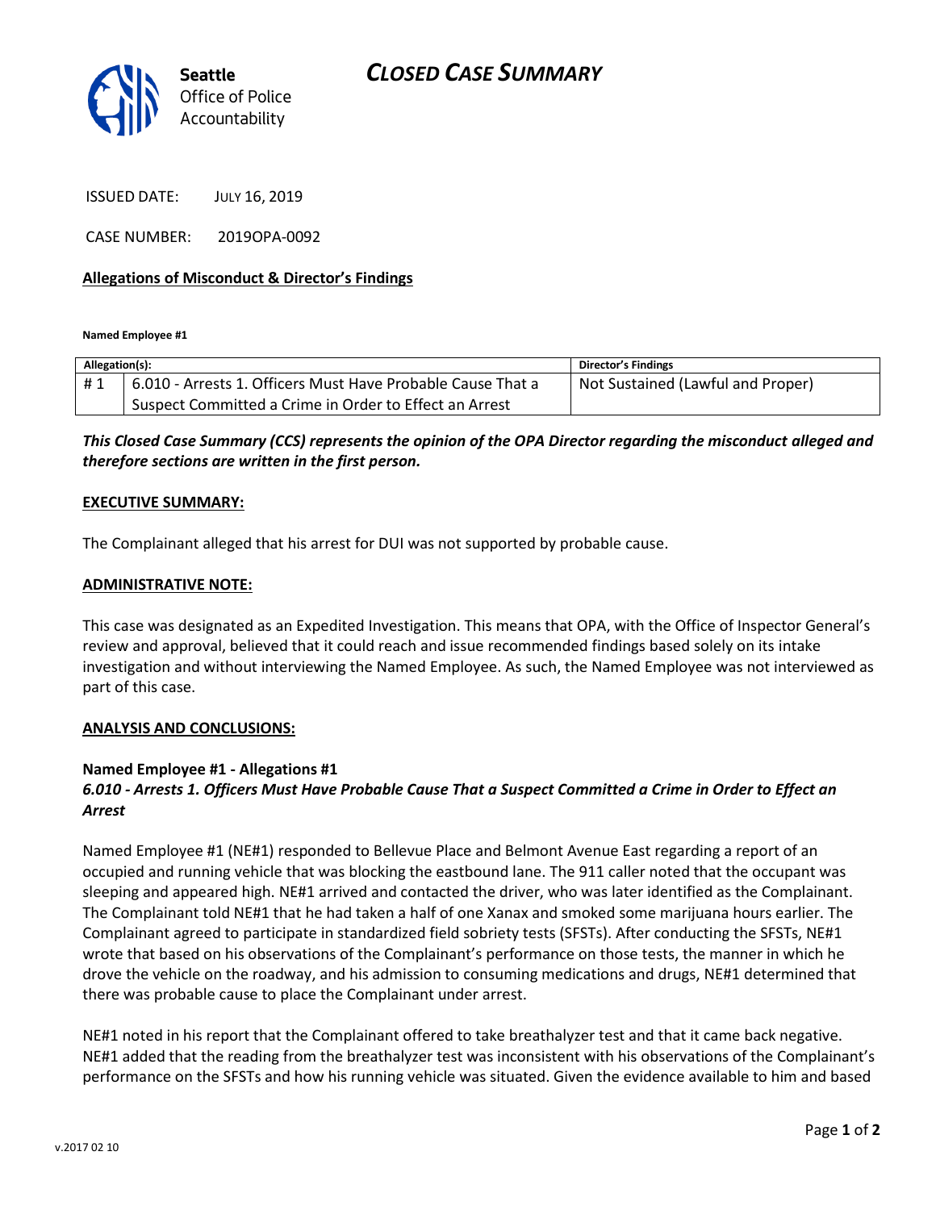**Seattle** Office of Police Accountability

# CLOSED CASE SUMMARY

ISSUED DATE: JULY 16, 2019

CASE NUMBER: 2019OPA-0092

**Allegations of Misconduct & Director's Findings**

**Named Employee #1**

| Allegation(s): | | Director's Findings |
|---|---|---|
| # 1 | 6.010 - Arrests 1. Officers Must Have Probable Cause That a Suspect Committed a Crime in Order to Effect an Arrest | Not Sustained (Lawful and Proper) |

***This Closed Case Summary (CCS) represents the opinion of the OPA Director regarding the misconduct alleged and therefore sections are written in the first person.***

**EXECUTIVE SUMMARY:**

The Complainant alleged that his arrest for DUI was not supported by probable cause.

**ADMINISTRATIVE NOTE:**

This case was designated as an Expedited Investigation. This means that OPA, with the Office of Inspector General's review and approval, believed that it could reach and issue recommended findings based solely on its intake investigation and without interviewing the Named Employee. As such, the Named Employee was not interviewed as part of this case.

**ANALYSIS AND CONCLUSIONS:**

**Named Employee #1 - Allegations #1**
***6.010 - Arrests 1. Officers Must Have Probable Cause That a Suspect Committed a Crime in Order to Effect an Arrest***

Named Employee #1 (NE#1) responded to Bellevue Place and Belmont Avenue East regarding a report of an occupied and running vehicle that was blocking the eastbound lane. The 911 caller noted that the occupant was sleeping and appeared high. NE#1 arrived and contacted the driver, who was later identified as the Complainant. The Complainant told NE#1 that he had taken a half of one Xanax and smoked some marijuana hours earlier. The Complainant agreed to participate in standardized field sobriety tests (SFSTs). After conducting the SFSTs, NE#1 wrote that based on his observations of the Complainant's performance on those tests, the manner in which he drove the vehicle on the roadway, and his admission to consuming medications and drugs, NE#1 determined that there was probable cause to place the Complainant under arrest.

NE#1 noted in his report that the Complainant offered to take breathalyzer test and that it came back negative. NE#1 added that the reading from the breathalyzer test was inconsistent with his observations of the Complainant's performance on the SFSTs and how his running vehicle was situated. Given the evidence available to him and based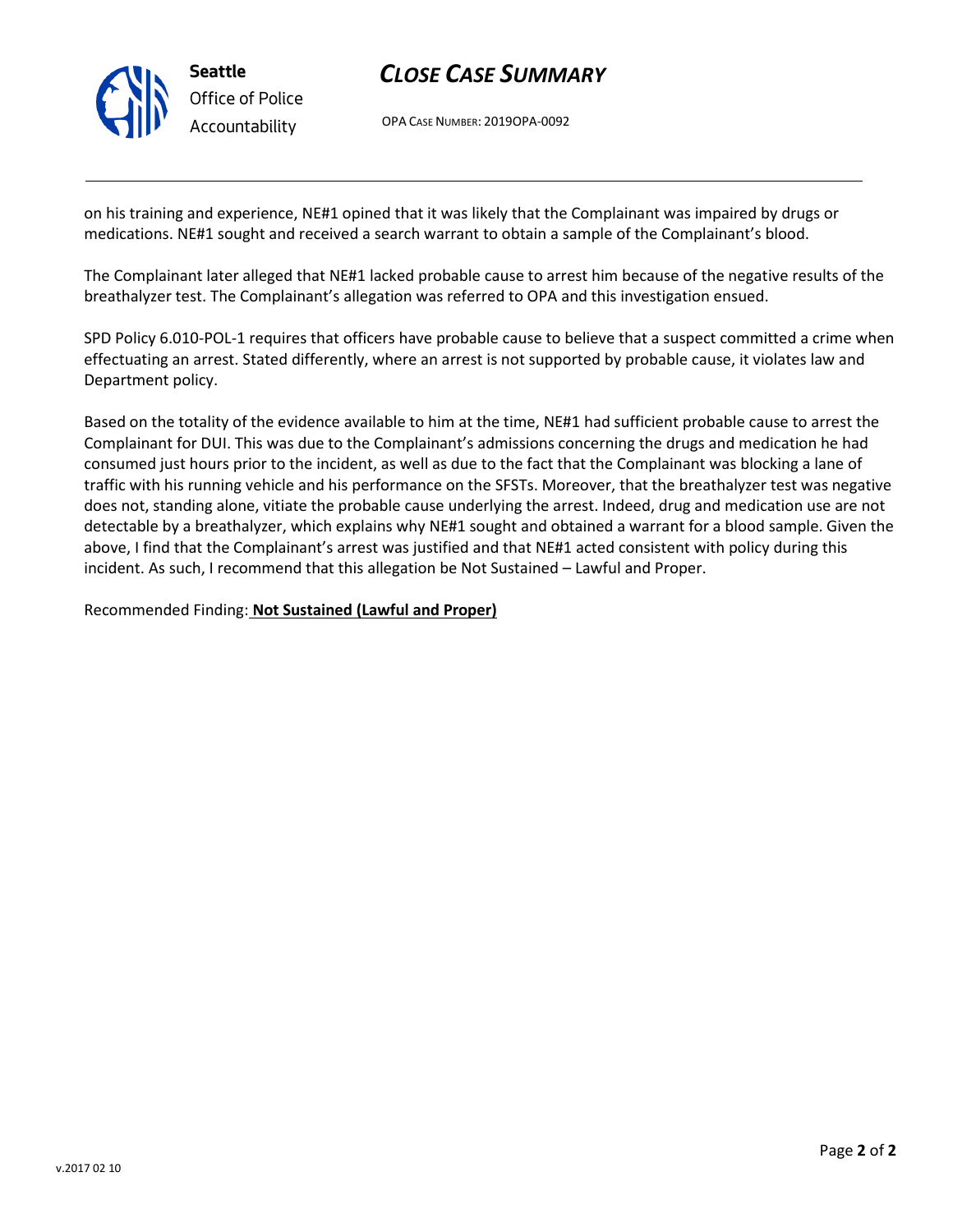on his training and experience, NE#1 opined that it was likely that the Complainant was impaired by drugs or medications. NE#1 sought and received a search warrant to obtain a sample of the Complainant's blood.

The Complainant later alleged that NE#1 lacked probable cause to arrest him because of the negative results of the breathalyzer test. The Complainant's allegation was referred to OPA and this investigation ensued.

SPD Policy 6.010-POL-1 requires that officers have probable cause to believe that a suspect committed a crime when effectuating an arrest. Stated differently, where an arrest is not supported by probable cause, it violates law and Department policy.

Based on the totality of the evidence available to him at the time, NE#1 had sufficient probable cause to arrest the Complainant for DUI. This was due to the Complainant's admissions concerning the drugs and medication he had consumed just hours prior to the incident, as well as due to the fact that the Complainant was blocking a lane of traffic with his running vehicle and his performance on the SFSTs. Moreover, that the breathalyzer test was negative does not, standing alone, vitiate the probable cause underlying the arrest. Indeed, drug and medication use are not detectable by a breathalyzer, which explains why NE#1 sought and obtained a warrant for a blood sample. Given the above, I find that the Complainant's arrest was justified and that NE#1 acted consistent with policy during this incident. As such, I recommend that this allegation be Not Sustained – Lawful and Proper.

Recommended Finding: **Not Sustained (Lawful and Proper)**